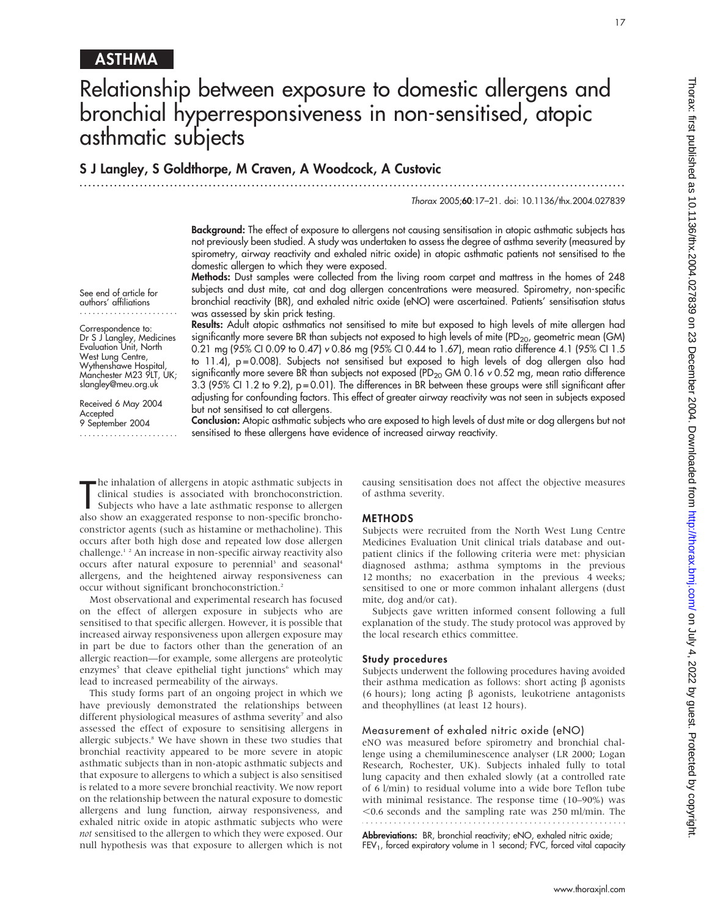ASTHMA

# Relationship between exposure to domestic allergens and bronchial hyperresponsiveness in non-sensitised, atopic asthmatic subjects

**S J Langley, S Goldthorpe, M Craven, A Woodcock, A Custovic**

*Thorax* 2005;**60**:17–21. doi: 10.1136/thx.2004.027839

See end of article for authors' affiliations

Correspondence to: Dr S J Langley, Medicines Evaluation Unit, North West Lung Centre, Wythenshawe Hospital, Manchester M23 9LT, UK; slangley@meu.org.uk

Received 6 May 2004
Accepted 9 September 2004

**Background:** The effect of exposure to allergens not causing sensitisation in atopic asthmatic subjects has not previously been studied. A study was undertaken to assess the degree of asthma severity (measured by spirometry, airway reactivity and exhaled nitric oxide) in atopic asthmatic patients not sensitised to the domestic allergen to which they were exposed.

**Methods:** Dust samples were collected from the living room carpet and mattress in the homes of 248 subjects and dust mite, cat and dog allergen concentrations were measured. Spirometry, non-specific bronchial reactivity (BR), and exhaled nitric oxide (eNO) were ascertained. Patients' sensitisation status was assessed by skin prick testing.

**Results:** Adult atopic asthmatics not sensitised to mite but exposed to high levels of mite allergen had significantly more severe BR than subjects not exposed to high levels of mite ($PD_{20}$, geometric mean (GM) 0.21 mg (95% CI 0.09 to 0.47) *v* 0.86 mg (95% CI 0.44 to 1.67), mean ratio difference 4.1 (95% CI 1.5 to 11.4), p = 0.008). Subjects not sensitised but exposed to high levels of dog allergen also had significantly more severe BR than subjects not exposed ($PD_{20}$ GM 0.16 *v* 0.52 mg, mean ratio difference 3.3 (95% CI 1.2 to 9.2), p = 0.01). The differences in BR between these groups were still significant after adjusting for confounding factors. This effect of greater airway reactivity was not seen in subjects exposed but not sensitised to cat allergens.

**Conclusion:** Atopic asthmatic subjects who are exposed to high levels of dust mite or dog allergens but not sensitised to these allergens have evidence of increased airway reactivity.

The inhalation of allergens in atopic asthmatic subjects in clinical studies is associated with bronchoconstriction. Subjects who have a late asthmatic response to allergen also show an exaggerated response to non-specific bronchoconstrictor agents (such as histamine or methacholine). This occurs after both high dose and repeated low dose allergen challenge.[1,2] An increase in non-specific airway reactivity also occurs after natural exposure to perennial[3] and seasonal[4] allergens, and the heightened airway responsiveness can occur without significant bronchoconstriction.[2]

Most observational and experimental research has focused on the effect of allergen exposure in subjects who are sensitised to that specific allergen. However, it is possible that increased airway responsiveness upon allergen exposure may in part be due to factors other than the generation of an allergic reaction—for example, some allergens are proteolytic enzymes[5] that cleave epithelial tight junctions[6] which may lead to increased permeability of the airways.

This study forms part of an ongoing project in which we have previously demonstrated the relationships between different physiological measures of asthma severity[7] and also assessed the effect of exposure to sensitising allergens in allergic subjects.[8] We have shown in these two studies that bronchial reactivity appeared to be more severe in atopic asthmatic subjects than in non-atopic asthmatic subjects and that exposure to allergens to which a subject is also sensitised is related to a more severe bronchial reactivity. We now report on the relationship between the natural exposure to domestic allergens and lung function, airway responsiveness, and exhaled nitric oxide in atopic asthmatic subjects who were *not* sensitised to the allergen to which they were exposed. Our null hypothesis was that exposure to allergen which is not causing sensitisation does not affect the objective measures of asthma severity.

## METHODS

Subjects were recruited from the North West Lung Centre Medicines Evaluation Unit clinical trials database and outpatient clinics if the following criteria were met: physician diagnosed asthma; asthma symptoms in the previous 12 months; no exacerbation in the previous 4 weeks; sensitised to one or more common inhalant allergens (dust mite, dog and/or cat).

Subjects gave written informed consent following a full explanation of the study. The study protocol was approved by the local research ethics committee.

### Study procedures

Subjects underwent the following procedures having avoided their asthma medication as follows: short acting β agonists (6 hours); long acting β agonists, leukotriene antagonists and theophyllines (at least 12 hours).

### Measurement of exhaled nitric oxide (eNO)

eNO was measured before spirometry and bronchial challenge using a chemiluminescence analyser (LR 2000; Logan Research, Rochester, UK). Subjects inhaled fully to total lung capacity and then exhaled slowly (at a controlled rate of 6 l/min) to residual volume into a wide bore Teflon tube with minimal resistance. The response time (10–90%) was <0.6 seconds and the sampling rate was 250 ml/min. The

**Abbreviations:** BR, bronchial reactivity; eNO, exhaled nitric oxide; $FEV_1$, forced expiratory volume in 1 second; FVC, forced vital capacity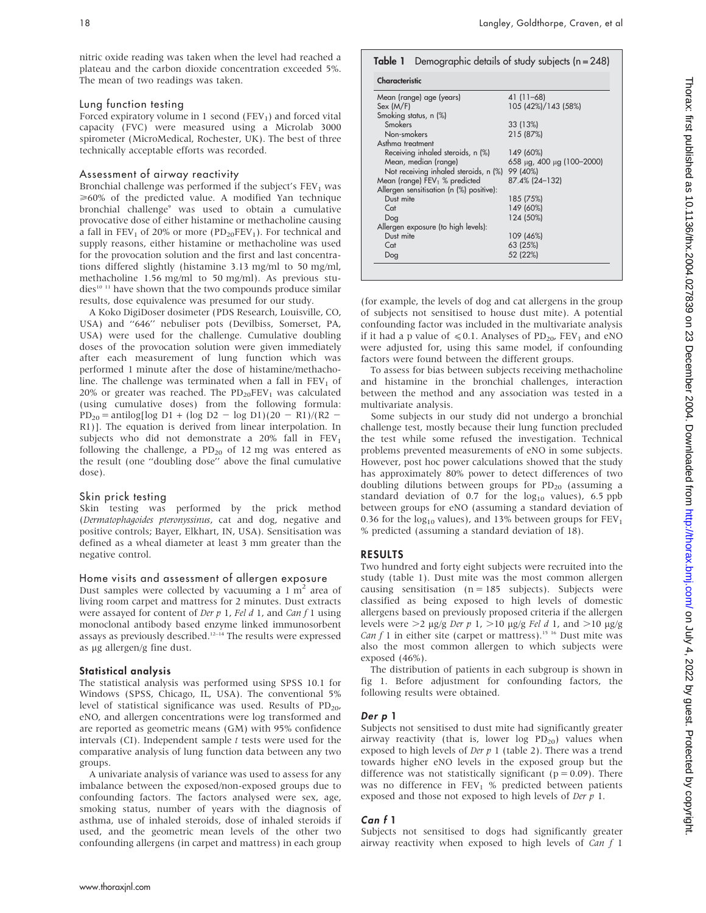nitric oxide reading was taken when the level had reached a plateau and the carbon dioxide concentration exceeded 5%. The mean of two readings was taken.

### Lung function testing

Forced expiratory volume in 1 second ($FEV_1$) and forced vital capacity (FVC) were measured using a Microlab 3000 spirometer (MicroMedical, Rochester, UK). The best of three technically acceptable efforts was recorded.

### Assessment of airway reactivity

Bronchial challenge was performed if the subject's $FEV_1$ was $\geqslant$60% of the predicted value. A modified Yan technique bronchial challenge[9] was used to obtain a cumulative provocative dose of either histamine or methacholine causing a fall in $FEV_1$ of 20% or more ($PD_{20}FEV_1$). For technical and supply reasons, either histamine or methacholine was used for the provocation solution and the first and last concentrations differed slightly (histamine 3.13 mg/ml to 50 mg/ml, methacholine 1.56 mg/ml to 50 mg/ml). As previous studies[10 11] have shown that the two compounds produce similar results, dose equivalence was presumed for our study.

A Koko DigiDoser dosimeter (PDS Research, Louisville, CO, USA) and "646" nebuliser pots (Devilbiss, Somerset, PA, USA) were used for the challenge. Cumulative doubling doses of the provocation solution were given immediately after each measurement of lung function which was performed 1 minute after the dose of histamine/methacholine. The challenge was terminated when a fall in $FEV_1$ of 20% or greater was reached. The $PD_{20}FEV_1$ was calculated (using cumulative doses) from the following formula: $PD_{20} = \text{antilog}[\log D1 + (\log D2 - \log D1)(20 - R1)/(R2 - R1)]$. The equation is derived from linear interpolation. In subjects who did not demonstrate a 20% fall in $FEV_1$ following the challenge, a $PD_{20}$ of 12 mg was entered as the result (one "doubling dose" above the final cumulative dose).

### Skin prick testing

Skin testing was performed by the prick method (*Dermatophagoides pteronyssinus*, cat and dog, negative and positive controls; Bayer, Elkhart, IN, USA). Sensitisation was defined as a wheal diameter at least 3 mm greater than the negative control.

### Home visits and assessment of allergen exposure

Dust samples were collected by vacuuming a 1 $m^2$ area of living room carpet and mattress for 2 minutes. Dust extracts were assayed for content of *Der p* 1, *Fel d* 1, and *Can f* 1 using monoclonal antibody based enzyme linked immunosorbent assays as previously described.[12–14] The results were expressed as µg allergen/g fine dust.

### Statistical analysis

The statistical analysis was performed using SPSS 10.1 for Windows (SPSS, Chicago, IL, USA). The conventional 5% level of statistical significance was used. Results of $PD_{20}$, eNO, and allergen concentrations were log transformed and are reported as geometric means (GM) with 95% confidence intervals (CI). Independent sample *t* tests were used for the comparative analysis of lung function data between any two groups.

A univariate analysis of variance was used to assess for any imbalance between the exposed/non-exposed groups due to confounding factors. The factors analysed were sex, age, smoking status, number of years with the diagnosis of asthma, use of inhaled steroids, dose of inhaled steroids if used, and the geometric mean levels of the other two confounding allergens (in carpet and mattress) in each group (for example, the levels of dog and cat allergens in the group of subjects not sensitised to house dust mite). A potential confounding factor was included in the multivariate analysis if it had a p value of $\leqslant$0.1. Analyses of $PD_{20}$, $FEV_1$ and eNO were adjusted for, using this same model, if confounding factors were found between the different groups.

To assess for bias between subjects receiving methacholine and histamine in the bronchial challenges, interaction between the method and any association was tested in a multivariate analysis.

Some subjects in our study did not undergo a bronchial challenge test, mostly because their lung function precluded the test while some refused the investigation. Technical problems prevented measurements of eNO in some subjects. However, post hoc power calculations showed that the study has approximately 80% power to detect differences of two doubling dilutions between groups for $PD_{20}$ (assuming a standard deviation of 0.7 for the $\log_{10}$ values), 6.5 ppb between groups for eNO (assuming a standard deviation of 0.36 for the $\log_{10}$ values), and 13% between groups for $FEV_1$ % predicted (assuming a standard deviation of 18).

**Table 1** Demographic details of study subjects (n = 248)

| Characteristic | |
|---|---|
| Mean (range) age (years) | 41 (11–68) |
| Sex (M/F) | 105 (42%)/143 (58%) |
| Smoking status, n (%) | |
| Smokers | 33 (13%) |
| Non-smokers | 215 (87%) |
| Asthma treatment | |
| Receiving inhaled steroids, n (%) | 149 (60%) |
| Mean, median (range) | 658 µg, 400 µg (100–2000) |
| Not receiving inhaled steroids, n (%) | 99 (40%) |
| Mean (range) $FEV_1$ % predicted | 87.4% (24–132) |
| Allergen sensitisation (n (%) positive): | |
| Dust mite | 185 (75%) |
| Cat | 149 (60%) |
| Dog | 124 (50%) |
| Allergen exposure (to high levels): | |
| Dust mite | 109 (46%) |
| Cat | 63 (25%) |
| Dog | 52 (22%) |

## RESULTS

Two hundred and forty eight subjects were recruited into the study (table 1). Dust mite was the most common allergen causing sensitisation (n = 185 subjects). Subjects were classified as being exposed to high levels of domestic allergens based on previously proposed criteria if the allergen levels were >2 µg/g *Der p* 1, >10 µg/g *Fel d* 1, and >10 µg/g *Can f* 1 in either site (carpet or mattress).[15 16] Dust mite was also the most common allergen to which subjects were exposed (46%).

The distribution of patients in each subgroup is shown in fig 1. Before adjustment for confounding factors, the following results were obtained.

### *Der p* 1

Subjects not sensitised to dust mite had significantly greater airway reactivity (that is, lower log $PD_{20}$) values when exposed to high levels of *Der p* 1 (table 2). There was a trend towards higher eNO levels in the exposed group but the difference was not statistically significant (p = 0.09). There was no difference in $FEV_1$ % predicted between patients exposed and those not exposed to high levels of *Der p* 1.

### *Can f* 1

Subjects not sensitised to dogs had significantly greater airway reactivity when exposed to high levels of *Can f* 1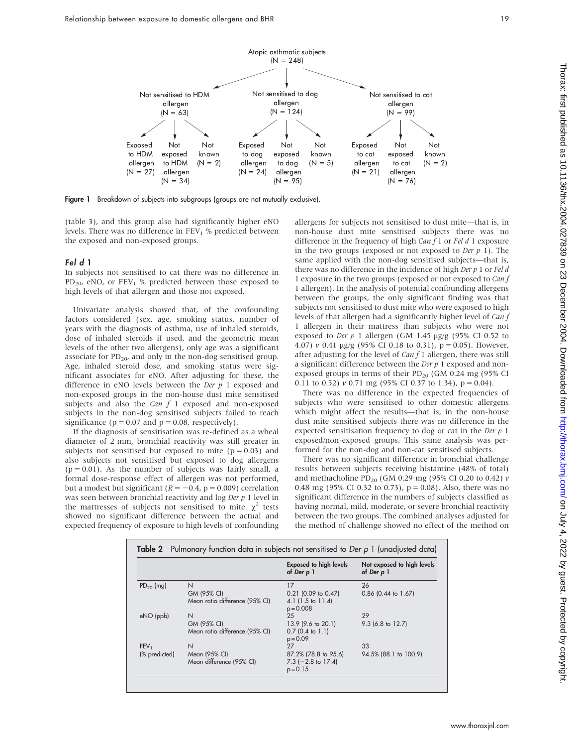Atopic asthmatic subjects (N = 248)

- Not sensitised to HDM allergen (N = 63)
  - Exposed to HDM allergen (N = 27)
  - Not exposed to HDM allergen (N = 34)
  - Not known (N = 2)
- Not sensitised to dog allergen (N = 124)
  - Exposed to dog allergen (N = 24)
  - Not exposed to dog allergen (N = 95)
  - Not known (N = 5)
- Not sensitised to cat allergen (N = 99)
  - Exposed to cat allergen (N = 21)
  - Not exposed to cat allergen (N = 76)
  - Not known (N = 2)

**Figure 1** Breakdown of subjects into subgroups (groups are not mutually exclusive).

(table 3), and this group also had significantly higher eNO levels. There was no difference in $FEV_1$ % predicted between the exposed and non-exposed groups.

### *Fel d* 1

In subjects not sensitised to cat there was no difference in $PD_{20}$, eNO, or $FEV_1$ % predicted between those exposed to high levels of that allergen and those not exposed.

Univariate analysis showed that, of the confounding factors considered (sex, age, smoking status, number of years with the diagnosis of asthma, use of inhaled steroids, dose of inhaled steroids if used, and the geometric mean levels of the other two allergens), only age was a significant associate for $PD_{20}$, and only in the non-dog sensitised group. Age, inhaled steroid dose, and smoking status were significant associates for eNO. After adjusting for these, the difference in eNO levels between the *Der p* 1 exposed and non-exposed groups in the non-house dust mite sensitised subjects and also the *Can f* 1 exposed and non-exposed subjects in the non-dog sensitised subjects failed to reach significance (p = 0.07 and p = 0.08, respectively).

If the diagnosis of sensitisation was re-defined as a wheal diameter of 2 mm, bronchial reactivity was still greater in subjects not sensitised but exposed to mite (p = 0.03) and also subjects not sensitised but exposed to dog allergens (p = 0.01). As the number of subjects was fairly small, a formal dose-response effect of allergen was not performed, but a modest but significant ($R = -0.4$, p = 0.009) correlation was seen between bronchial reactivity and log *Der p* 1 level in the mattresses of subjects not sensitised to mite. $\chi^2$ tests showed no significant difference between the actual and expected frequency of exposure to high levels of confounding allergens for subjects not sensitised to dust mite—that is, in non-house dust mite sensitised subjects there was no difference in the frequency of high *Can f* 1 or *Fel d* 1 exposure in the two groups (exposed or not exposed to *Der p* 1). The same applied with the non-dog sensitised subjects—that is, there was no difference in the incidence of high *Der p* 1 or *Fel d* 1 exposure in the two groups (exposed or not exposed to *Can f* 1 allergen). In the analysis of potential confounding allergens between the groups, the only significant finding was that subjects not sensitised to dust mite who were exposed to high levels of that allergen had a significantly higher level of *Can f* 1 allergen in their mattress than subjects who were not exposed to *Der p* 1 allergen (GM 1.45 μg/g (95% CI 0.52 to 4.07) *v* 0.41 μg/g (95% CI 0.18 to 0.31), p = 0.05). However, after adjusting for the level of *Can f* 1 allergen, there was still a significant difference between the *Der p* 1 exposed and non-exposed groups in terms of their $PD_{20}$ (GM 0.24 mg (95% CI 0.11 to 0.52) *v* 0.71 mg (95% CI 0.37 to 1.34), p = 0.04).

There was no difference in the expected frequencies of subjects who were sensitised to other domestic allergens which might affect the results—that is, in the non-house dust mite sensitised subjects there was no difference in the expected sensitisation frequency to dog or cat in the *Der p* 1 exposed/non-exposed groups. This same analysis was performed for the non-dog and non-cat sensitised subjects.

There was no significant difference in bronchial challenge results between subjects receiving histamine (48% of total) and methacholine $PD_{20}$ (GM 0.29 mg (95% CI 0.20 to 0.42) *v* 0.48 mg (95% CI 0.32 to 0.73), p = 0.08). Also, there was no significant difference in the numbers of subjects classified as having normal, mild, moderate, or severe bronchial reactivity between the two groups. The combined analyses adjusted for the method of challenge showed no effect of the method on

**Table 2** Pulmonary function data in subjects not sensitised to *Der p* 1 (unadjusted data)

| | | Exposed to high levels of *Der p* 1 | Not exposed to high levels of *Der p* 1 |
|---|---|---|---|
| $PD_{20}$ (mg) | N | 17 | 26 |
| | GM (95% CI) | 0.21 (0.09 to 0.47) | 0.86 (0.44 to 1.67) |
| | Mean ratio difference (95% CI) | 4.1 (1.5 to 11.4) p = 0.008 | |
| eNO (ppb) | N | 25 | 29 |
| | GM (95% CI) | 13.9 (9.6 to 20.1) | 9.3 (6.8 to 12.7) |
| | Mean ratio difference (95% CI) | 0.7 (0.4 to 1.1) p = 0.09 | |
| $FEV_1$ (% predicted) | N | 27 | 33 |
| | Mean (95% CI) | 87.2% (78.8 to 95.6) | 94.5% (88.1 to 100.9) |
| | Mean difference (95% CI) | 7.3 (−2.8 to 17.4) p = 0.15 | |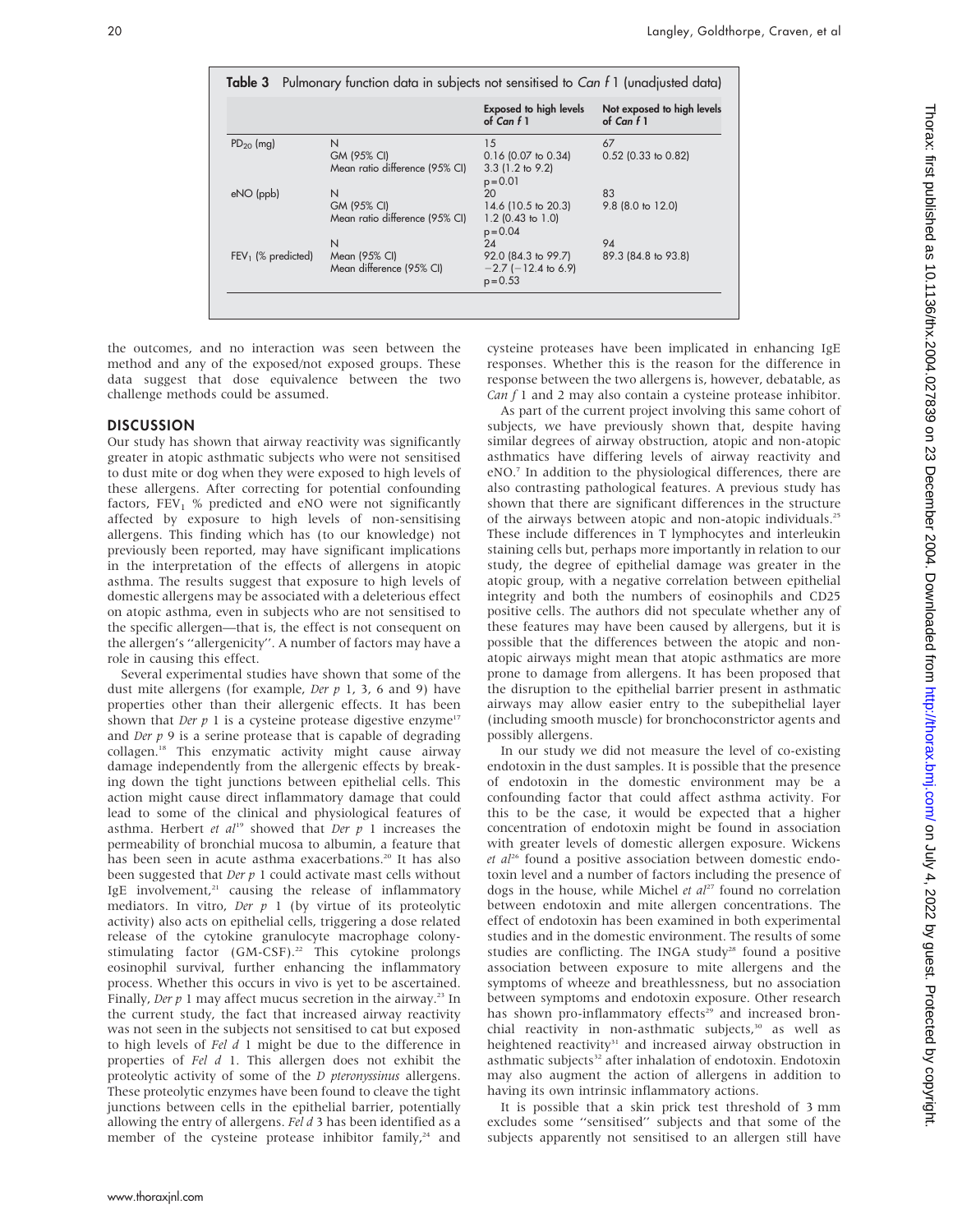**Table 3** Pulmonary function data in subjects not sensitised to *Can f* 1 (unadjusted data)

| | | Exposed to high levels of *Can f* 1 | Not exposed to high levels of *Can f* 1 |
|---|---|---|---|
| $PD_{20}$ (mg) | N | 15 | 67 |
| | GM (95% CI) | 0.16 (0.07 to 0.34) | 0.52 (0.33 to 0.82) |
| | Mean ratio difference (95% CI) | 3.3 (1.2 to 9.2) | |
| | | p = 0.01 | |
| eNO (ppb) | N | 20 | 83 |
| | GM (95% CI) | 14.6 (10.5 to 20.3) | 9.8 (8.0 to 12.0) |
| | Mean ratio difference (95% CI) | 1.2 (0.43 to 1.0) | |
| | | p = 0.04 | |
| | N | 24 | 94 |
| $FEV_1$ (% predicted) | Mean (95% CI) | 92.0 (84.3 to 99.7) | 89.3 (84.8 to 93.8) |
| | Mean difference (95% CI) | −2.7 (−12.4 to 6.9) | |
| | | p = 0.53 | |

the outcomes, and no interaction was seen between the method and any of the exposed/not exposed groups. These data suggest that dose equivalence between the two challenge methods could be assumed.

## DISCUSSION

Our study has shown that airway reactivity was significantly greater in atopic asthmatic subjects who were not sensitised to dust mite or dog when they were exposed to high levels of these allergens. After correcting for potential confounding factors, $FEV_1$ % predicted and eNO were not significantly affected by exposure to high levels of non-sensitising allergens. This finding which has (to our knowledge) not previously been reported, may have significant implications in the interpretation of the effects of allergens in atopic asthma. The results suggest that exposure to high levels of domestic allergens may be associated with a deleterious effect on atopic asthma, even in subjects who are not sensitised to the specific allergen—that is, the effect is not consequent on the allergen's ''allergenicity''. A number of factors may have a role in causing this effect.

Several experimental studies have shown that some of the dust mite allergens (for example, *Der p* 1, 3, 6 and 9) have properties other than their allergenic effects. It has been shown that *Der p* 1 is a cysteine protease digestive enzyme[17] and *Der p* 9 is a serine protease that is capable of degrading collagen.[18] This enzymatic activity might cause airway damage independently from the allergenic effects by breaking down the tight junctions between epithelial cells. This action might cause direct inflammatory damage that could lead to some of the clinical and physiological features of asthma. Herbert *et al*[19] showed that *Der p* 1 increases the permeability of bronchial mucosa to albumin, a feature that has been seen in acute asthma exacerbations.[20] It has also been suggested that *Der p* 1 could activate mast cells without IgE involvement,[21] causing the release of inflammatory mediators. In vitro, *Der p* 1 (by virtue of its proteolytic activity) also acts on epithelial cells, triggering a dose related release of the cytokine granulocyte macrophage colony-stimulating factor (GM-CSF).[22] This cytokine prolongs eosinophil survival, further enhancing the inflammatory process. Whether this occurs in vivo is yet to be ascertained. Finally, *Der p* 1 may affect mucus secretion in the airway.[23] In the current study, the fact that increased airway reactivity was not seen in the subjects not sensitised to cat but exposed to high levels of *Fel d* 1 might be due to the difference in properties of *Fel d* 1. This allergen does not exhibit the proteolytic activity of some of the *D pteronyssinus* allergens. These proteolytic enzymes have been found to cleave the tight junctions between cells in the epithelial barrier, potentially allowing the entry of allergens. *Fel d* 3 has been identified as a member of the cysteine protease inhibitor family,[24] and cysteine proteases have been implicated in enhancing IgE responses. Whether this is the reason for the difference in response between the two allergens is, however, debatable, as *Can f* 1 and 2 may also contain a cysteine protease inhibitor.

As part of the current project involving this same cohort of subjects, we have previously shown that, despite having similar degrees of airway obstruction, atopic and non-atopic asthmatics have differing levels of airway reactivity and eNO.[7] In addition to the physiological differences, there are also contrasting pathological features. A previous study has shown that there are significant differences in the structure of the airways between atopic and non-atopic individuals.[25] These include differences in T lymphocytes and interleukin staining cells but, perhaps more importantly in relation to our study, the degree of epithelial damage was greater in the atopic group, with a negative correlation between epithelial integrity and both the numbers of eosinophils and CD25 positive cells. The authors did not speculate whether any of these features may have been caused by allergens, but it is possible that the differences between the atopic and non-atopic airways might mean that atopic asthmatics are more prone to damage from allergens. It has been proposed that the disruption to the epithelial barrier present in asthmatic airways may allow easier entry to the subepithelial layer (including smooth muscle) for bronchoconstrictor agents and possibly allergens.

In our study we did not measure the level of co-existing endotoxin in the dust samples. It is possible that the presence of endotoxin in the domestic environment may be a confounding factor that could affect asthma activity. For this to be the case, it would be expected that a higher concentration of endotoxin might be found in association with greater levels of domestic allergen exposure. Wickens *et al*[26] found a positive association between domestic endotoxin level and a number of factors including the presence of dogs in the house, while Michel *et al*[27] found no correlation between endotoxin and mite allergen concentrations. The effect of endotoxin has been examined in both experimental studies and in the domestic environment. The results of some studies are conflicting. The INGA study[28] found a positive association between exposure to mite allergens and the symptoms of wheeze and breathlessness, but no association between symptoms and endotoxin exposure. Other research has shown pro-inflammatory effects[29] and increased bronchial reactivity in non-asthmatic subjects,[30] as well as heightened reactivity[31] and increased airway obstruction in asthmatic subjects[32] after inhalation of endotoxin. Endotoxin may also augment the action of allergens in addition to having its own intrinsic inflammatory actions.

It is possible that a skin prick test threshold of 3 mm excludes some ''sensitised'' subjects and that some of the subjects apparently not sensitised to an allergen still have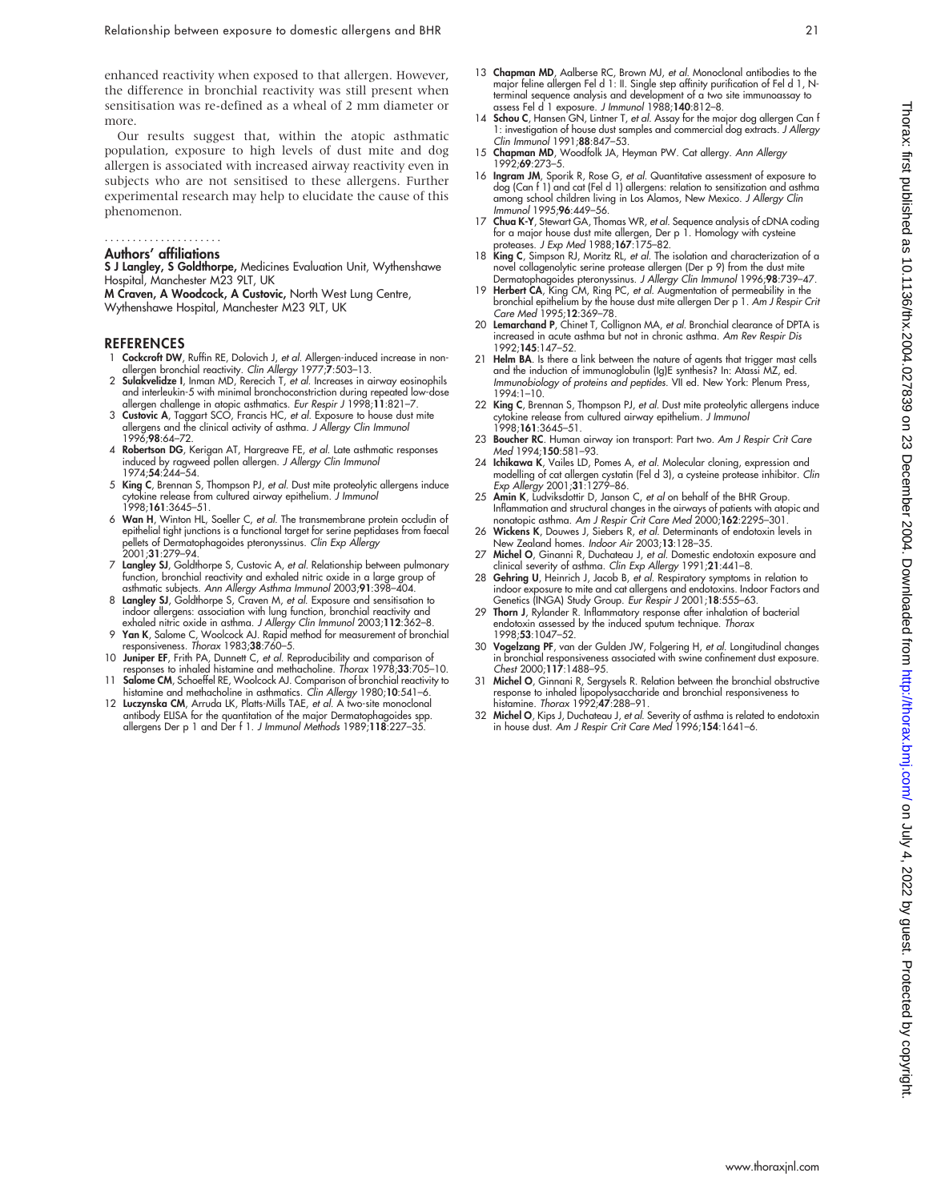enhanced reactivity when exposed to that allergen. However, the difference in bronchial reactivity was still present when sensitisation was re-defined as a wheal of 2 mm diameter or more.

Our results suggest that, within the atopic asthmatic population, exposure to high levels of dust mite and dog allergen is associated with increased airway reactivity even in subjects who are not sensitised to these allergens. Further experimental research may help to elucidate the cause of this phenomenon.

### Authors' affiliations

**S J Langley, S Goldthorpe,** Medicines Evaluation Unit, Wythenshawe Hospital, Manchester M23 9LT, UK
**M Craven, A Woodcock, A Custovic,** North West Lung Centre, Wythenshawe Hospital, Manchester M23 9LT, UK

## REFERENCES

1. **Cockcroft DW**, Ruffin RE, Dolovich J, *et al*. Allergen-induced increase in non-allergen bronchial reactivity. *Clin Allergy* 1977;**7**:503–13.
2. **Sulakvelidze I**, Inman MD, Rerecich T, *et al*. Increases in airway eosinophils and interleukin-5 with minimal bronchoconstriction during repeated low-dose allergen challenge in atopic asthmatics. *Eur Respir J* 1998;**11**:821–7.
3. **Custovic A**, Taggart SCO, Francis HC, *et al*. Exposure to house dust mite allergens and the clinical activity of asthma. *J Allergy Clin Immunol* 1996;**98**:64–72.
4. **Robertson DG**, Kerigan AT, Hargreave FE, *et al*. Late asthmatic responses induced by ragweed pollen allergen. *J Allergy Clin Immunol* 1974;**54**:244–54.
5. **King C**, Brennan S, Thompson PJ, *et al*. Dust mite proteolytic allergens induce cytokine release from cultured airway epithelium. *J Immunol* 1998;**161**:3645–51.
6. **Wan H**, Winton HL, Soeller C, *et al*. The transmembrane protein occludin of epithelial tight junctions is a functional target for serine peptidases from faecal pellets of Dermatophagoides pteronyssinus. *Clin Exp Allergy* 2001;**31**:279–94.
7. **Langley SJ**, Goldthorpe S, Custovic A, *et al*. Relationship between pulmonary function, bronchial reactivity and exhaled nitric oxide in a large group of asthmatic subjects. *Ann Allergy Asthma Immunol* 2003;**91**:398–404.
8. **Langley SJ**, Goldthorpe S, Craven M, *et al*. Exposure and sensitisation to indoor allergens: association with lung function, bronchial reactivity and exhaled nitric oxide in asthma. *J Allergy Clin Immunol* 2003;**112**:362–8.
9. **Yan K**, Salome C, Woolcock AJ. Rapid method for measurement of bronchial responsiveness. *Thorax* 1983;**38**:760–5.
10. **Juniper EF**, Frith PA, Dunnett C, *et al*. Reproducibility and comparison of responses to inhaled histamine and methacholine. *Thorax* 1978;**33**:705–10.
11. **Salome CM**, Schoeffel RE, Woolcock AJ. Comparison of bronchial reactivity to histamine and methacholine in asthmatics. *Clin Allergy* 1980;**10**:541–6.
12. **Luczynska CM**, Arruda LK, Platts-Mills TAE, *et al*. A two-site monoclonal antibody ELISA for the quantitation of the major Dermatophagoides spp. allergens Der p 1 and Der f 1. *J Immunol Methods* 1989;**118**:227–35.
13. **Chapman MD**, Aalberse RC, Brown MJ, *et al*. Monoclonal antibodies to the major feline allergen Fel d 1: II. Single step affinity purification of Fel d 1, N-terminal sequence analysis and development of a two site immunoassay to assess Fel d 1 exposure. *J Immunol* 1988;**140**:812–8.
14. **Schou C**, Hansen GN, Lintner T, *et al*. Assay for the major dog allergen Can f 1: investigation of house dust samples and commercial dog extracts. *J Allergy Clin Immunol* 1991;**88**:847–53.
15. **Chapman MD**, Woodfolk JA, Heyman PW. Cat allergy. *Ann Allergy* 1992;**69**:273–5.
16. **Ingram JM**, Sporik R, Rose G, *et al*. Quantitative assessment of exposure to dog (Can f 1) and cat (Fel d 1) allergens: relation to sensitization and asthma among school children living in Los Alamos, New Mexico. *J Allergy Clin Immunol* 1995;**96**:449–56.
17. **Chua K-Y**, Stewart GA, Thomas WR, *et al*. Sequence analysis of cDNA coding for a major house dust mite allergen, Der p 1. Homology with cysteine proteases. *J Exp Med* 1988;**167**:175–82.
18. **King C**, Simpson RJ, Moritz RL, *et al*. The isolation and characterization of a novel collagenolytic serine protease allergen (Der p 9) from the dust mite Dermatophagoides pteronyssinus. *J Allergy Clin Immunol* 1996;**98**:739–47.
19. **Herbert CA**, King CM, Ring PC, *et al*. Augmentation of permeability in the bronchial epithelium by the house dust mite allergen Der p 1. *Am J Respir Crit Care Med* 1995;**12**:369–78.
20. **Lemarchand P**, Chinet T, Collignon MA, *et al*. Bronchial clearance of DPTA is increased in acute asthma but not in chronic asthma. *Am Rev Respir Dis* 1992;**145**:147–52.
21. **Helm BA**. Is there a link between the nature of agents that trigger mast cells and the induction of immunoglobulin (Ig)E synthesis? In: Atassi MZ, ed. *Immunobiology of proteins and peptides*. VII ed. New York: Plenum Press, 1994:1–10.
22. **King C**, Brennan S, Thompson PJ, *et al*. Dust mite proteolytic allergens induce cytokine release from cultured airway epithelium. *J Immunol* 1998;**161**:3645–51.
23. **Boucher RC**. Human airway ion transport: Part two. *Am J Respir Crit Care Med* 1994;**150**:581–93.
24. **Ichikawa K**, Vailes LD, Pomes A, *et al*. Molecular cloning, expression and modelling of cat allergen cystatin (Fel d 3), a cysteine protease inhibitor. *Clin Exp Allergy* 2001;**31**:1279–86.
25. **Amin K**, Ludviksdottir D, Janson C, *et al* on behalf of the BHR Group. Inflammation and structural changes in the airways of patients with atopic and nonatopic asthma. *Am J Respir Crit Care Med* 2000;**162**:2295–301.
26. **Wickens K**, Douwes J, Siebers R, *et al*. Determinants of endotoxin levels in New Zealand homes. *Indoor Air* 2003;**13**:128–35.
27. **Michel O**, Ginanni R, Duchateau J, *et al*. Domestic endotoxin exposure and clinical severity of asthma. *Clin Exp Allergy* 1991;**21**:441–8.
28. **Gehring U**, Heinrich J, Jacob B, *et al*. Respiratory symptoms in relation to indoor exposure to mite and cat allergens and endotoxins. Indoor Factors and Genetics (INGA) Study Group. *Eur Respir J* 2001;**18**:555–63.
29. **Thorn J**, Rylander R. Inflammatory response after inhalation of bacterial endotoxin assessed by the induced sputum technique. *Thorax* 1998;**53**:1047–52.
30. **Vogelzang PF**, van der Gulden JW, Folgering H, *et al*. Longitudinal changes in bronchial responsiveness associated with swine confinement dust exposure. *Chest* 2000;**117**:1488–95.
31. **Michel O**, Ginnani R, Sergysels R. Relation between the bronchial obstructive response to inhaled lipopolysaccharide and bronchial responsiveness to histamine. *Thorax* 1992;**47**:288–91.
32. **Michel O**, Kips J, Duchateau J, *et al*. Severity of asthma is related to endotoxin in house dust. *Am J Respir Crit Care Med* 1996;**154**:1641–6.